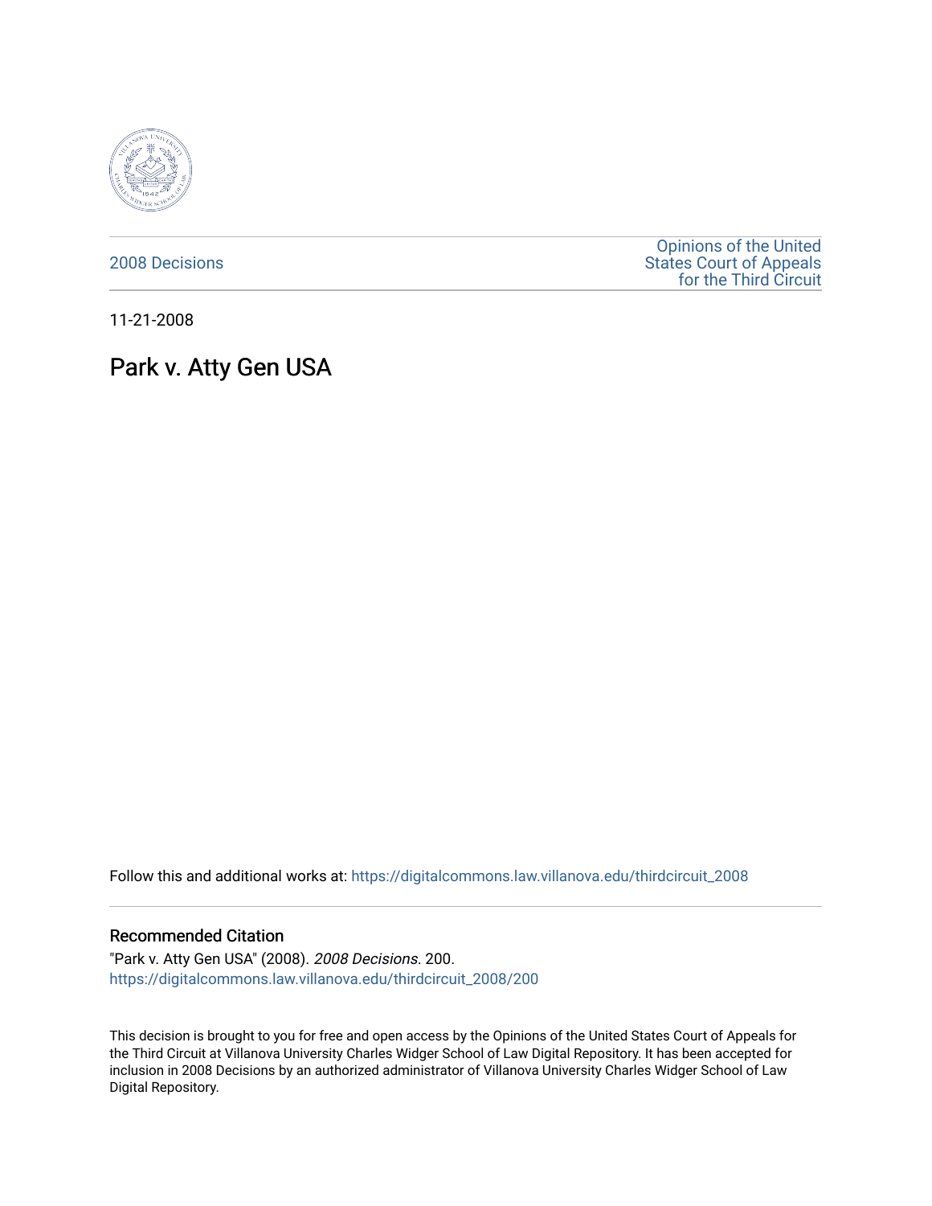2008 Decisions

Opinions of the United States Court of Appeals for the Third Circuit

11-21-2008

# Park v. Atty Gen USA

Follow this and additional works at: https://digitalcommons.law.villanova.edu/thirdcircuit_2008

## Recommended Citation

"Park v. Atty Gen USA" (2008). *2008 Decisions*. 200.
https://digitalcommons.law.villanova.edu/thirdcircuit_2008/200

This decision is brought to you for free and open access by the Opinions of the United States Court of Appeals for the Third Circuit at Villanova University Charles Widger School of Law Digital Repository. It has been accepted for inclusion in 2008 Decisions by an authorized administrator of Villanova University Charles Widger School of Law Digital Repository.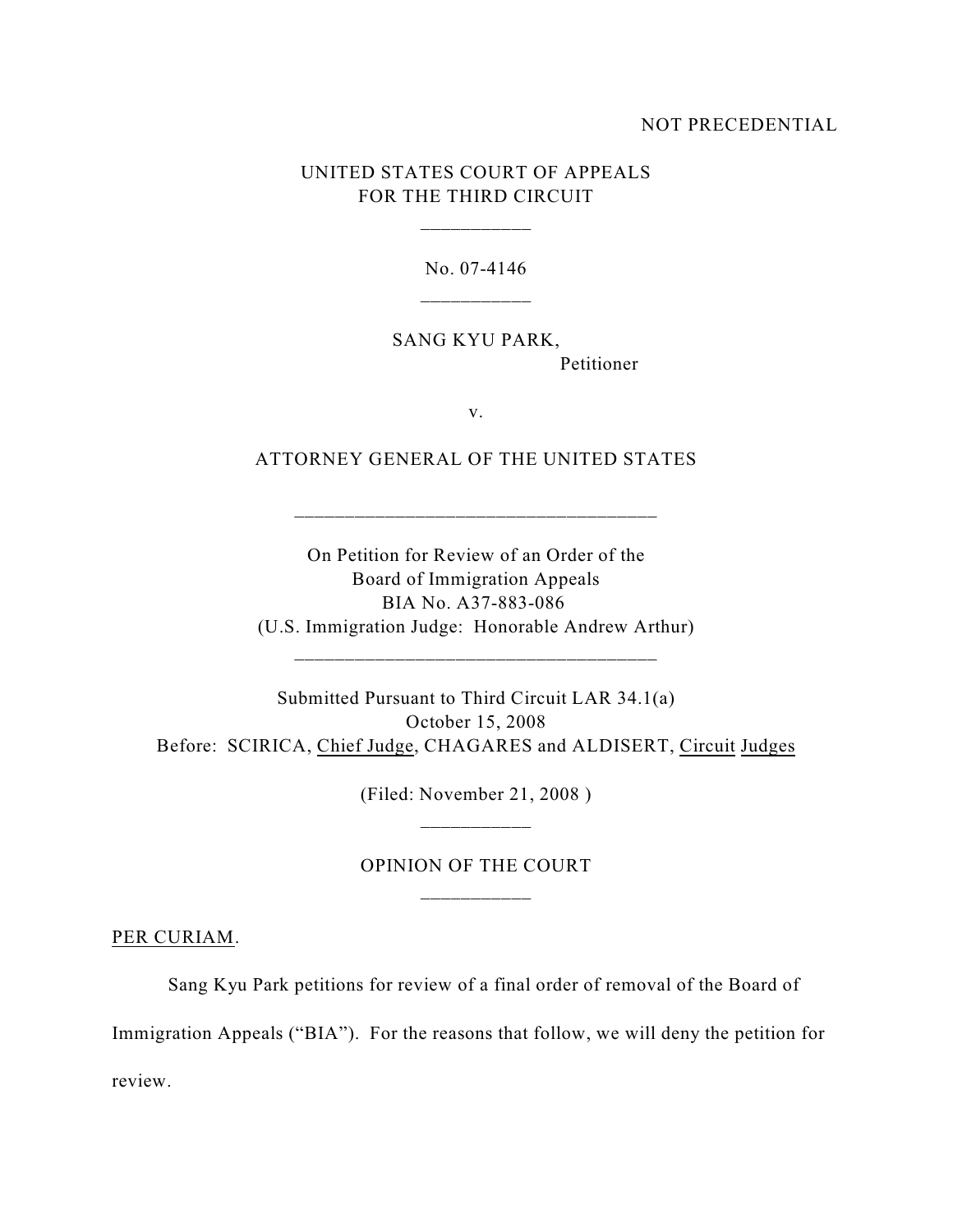NOT PRECEDENTIAL

UNITED STATES COURT OF APPEALS
FOR THE THIRD CIRCUIT

---

No. 07-4146

---

SANG KYU PARK,
Petitioner

v.

ATTORNEY GENERAL OF THE UNITED STATES

---

On Petition for Review of an Order of the
Board of Immigration Appeals
BIA No. A37-883-086
(U.S. Immigration Judge: Honorable Andrew Arthur)

---

Submitted Pursuant to Third Circuit LAR 34.1(a)
October 15, 2008
Before: SCIRICA, Chief Judge, CHAGARES and ALDISERT, Circuit Judges

(Filed: November 21, 2008 )

---

OPINION OF THE COURT

---

PER CURIAM.

Sang Kyu Park petitions for review of a final order of removal of the Board of Immigration Appeals ("BIA"). For the reasons that follow, we will deny the petition for review.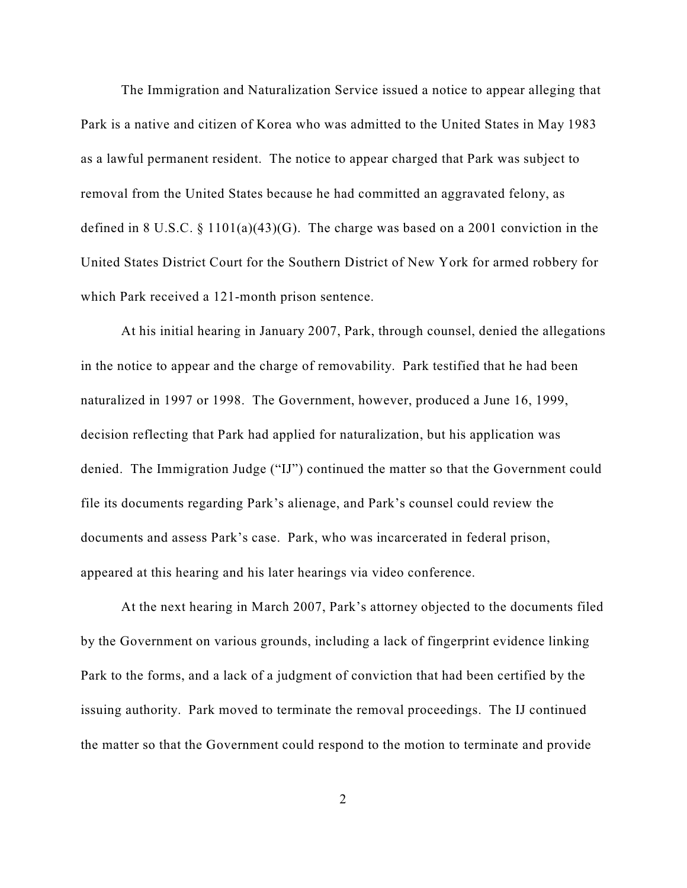The Immigration and Naturalization Service issued a notice to appear alleging that Park is a native and citizen of Korea who was admitted to the United States in May 1983 as a lawful permanent resident. The notice to appear charged that Park was subject to removal from the United States because he had committed an aggravated felony, as defined in 8 U.S.C. § 1101(a)(43)(G). The charge was based on a 2001 conviction in the United States District Court for the Southern District of New York for armed robbery for which Park received a 121-month prison sentence.

At his initial hearing in January 2007, Park, through counsel, denied the allegations in the notice to appear and the charge of removability. Park testified that he had been naturalized in 1997 or 1998. The Government, however, produced a June 16, 1999, decision reflecting that Park had applied for naturalization, but his application was denied. The Immigration Judge ("IJ") continued the matter so that the Government could file its documents regarding Park's alienage, and Park's counsel could review the documents and assess Park's case. Park, who was incarcerated in federal prison, appeared at this hearing and his later hearings via video conference.

At the next hearing in March 2007, Park's attorney objected to the documents filed by the Government on various grounds, including a lack of fingerprint evidence linking Park to the forms, and a lack of a judgment of conviction that had been certified by the issuing authority. Park moved to terminate the removal proceedings. The IJ continued the matter so that the Government could respond to the motion to terminate and provide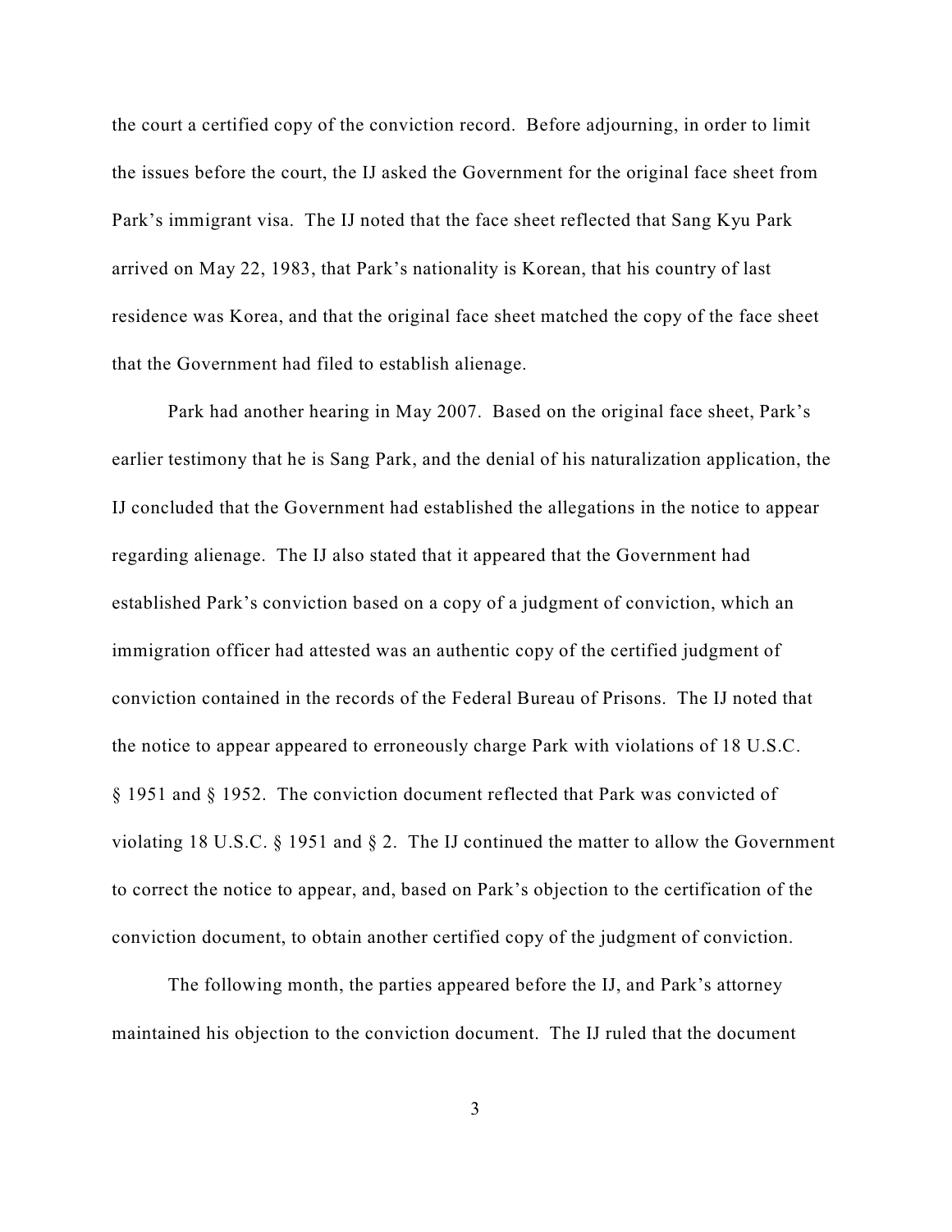the court a certified copy of the conviction record. Before adjourning, in order to limit the issues before the court, the IJ asked the Government for the original face sheet from Park's immigrant visa. The IJ noted that the face sheet reflected that Sang Kyu Park arrived on May 22, 1983, that Park's nationality is Korean, that his country of last residence was Korea, and that the original face sheet matched the copy of the face sheet that the Government had filed to establish alienage.

Park had another hearing in May 2007. Based on the original face sheet, Park's earlier testimony that he is Sang Park, and the denial of his naturalization application, the IJ concluded that the Government had established the allegations in the notice to appear regarding alienage. The IJ also stated that it appeared that the Government had established Park's conviction based on a copy of a judgment of conviction, which an immigration officer had attested was an authentic copy of the certified judgment of conviction contained in the records of the Federal Bureau of Prisons. The IJ noted that the notice to appear appeared to erroneously charge Park with violations of 18 U.S.C. § 1951 and § 1952. The conviction document reflected that Park was convicted of violating 18 U.S.C. § 1951 and § 2. The IJ continued the matter to allow the Government to correct the notice to appear, and, based on Park's objection to the certification of the conviction document, to obtain another certified copy of the judgment of conviction.

The following month, the parties appeared before the IJ, and Park's attorney maintained his objection to the conviction document. The IJ ruled that the document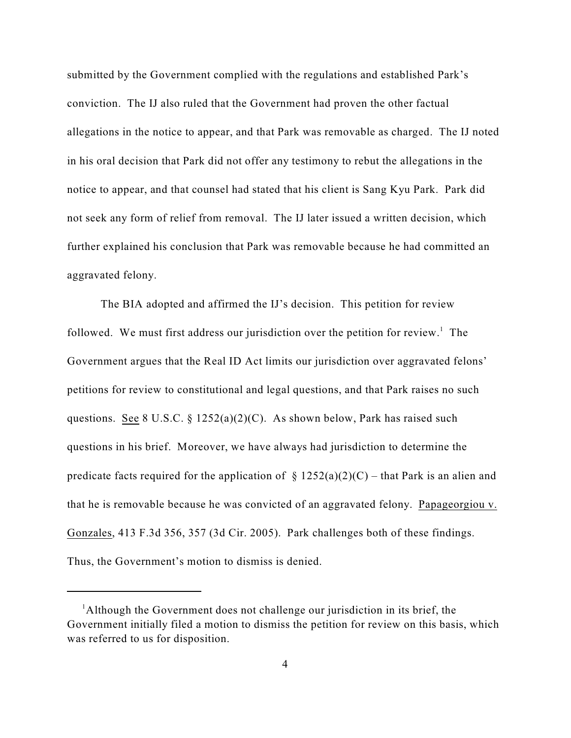submitted by the Government complied with the regulations and established Park's conviction. The IJ also ruled that the Government had proven the other factual allegations in the notice to appear, and that Park was removable as charged. The IJ noted in his oral decision that Park did not offer any testimony to rebut the allegations in the notice to appear, and that counsel had stated that his client is Sang Kyu Park. Park did not seek any form of relief from removal. The IJ later issued a written decision, which further explained his conclusion that Park was removable because he had committed an aggravated felony.

The BIA adopted and affirmed the IJ's decision. This petition for review followed. We must first address our jurisdiction over the petition for review.[1] The Government argues that the Real ID Act limits our jurisdiction over aggravated felons' petitions for review to constitutional and legal questions, and that Park raises no such questions. See 8 U.S.C. § 1252(a)(2)(C). As shown below, Park has raised such questions in his brief. Moreover, we have always had jurisdiction to determine the predicate facts required for the application of § 1252(a)(2)(C) – that Park is an alien and that he is removable because he was convicted of an aggravated felony. Papageorgiou v. Gonzales, 413 F.3d 356, 357 (3d Cir. 2005). Park challenges both of these findings. Thus, the Government's motion to dismiss is denied.

---

[1]Although the Government does not challenge our jurisdiction in its brief, the Government initially filed a motion to dismiss the petition for review on this basis, which was referred to us for disposition.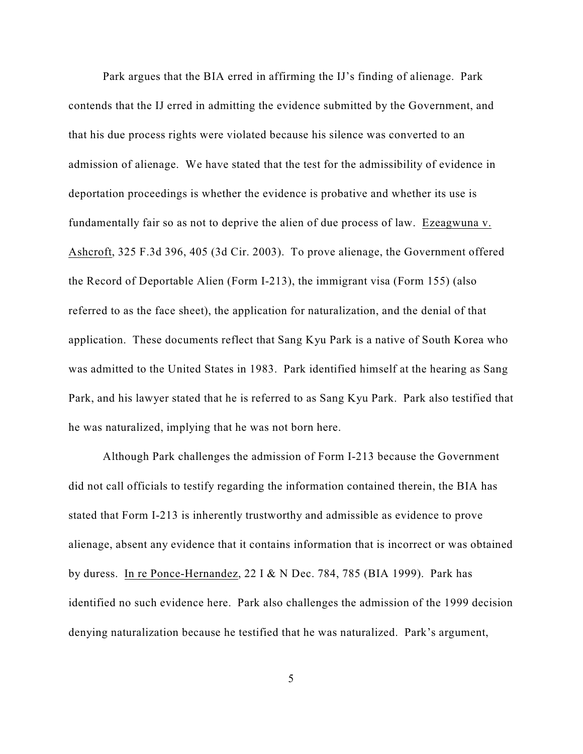Park argues that the BIA erred in affirming the IJ's finding of alienage. Park contends that the IJ erred in admitting the evidence submitted by the Government, and that his due process rights were violated because his silence was converted to an admission of alienage. We have stated that the test for the admissibility of evidence in deportation proceedings is whether the evidence is probative and whether its use is fundamentally fair so as not to deprive the alien of due process of law. Ezeagwuna v. Ashcroft, 325 F.3d 396, 405 (3d Cir. 2003). To prove alienage, the Government offered the Record of Deportable Alien (Form I-213), the immigrant visa (Form 155) (also referred to as the face sheet), the application for naturalization, and the denial of that application. These documents reflect that Sang Kyu Park is a native of South Korea who was admitted to the United States in 1983. Park identified himself at the hearing as Sang Park, and his lawyer stated that he is referred to as Sang Kyu Park. Park also testified that he was naturalized, implying that he was not born here.

Although Park challenges the admission of Form I-213 because the Government did not call officials to testify regarding the information contained therein, the BIA has stated that Form I-213 is inherently trustworthy and admissible as evidence to prove alienage, absent any evidence that it contains information that is incorrect or was obtained by duress. In re Ponce-Hernandez, 22 I & N Dec. 784, 785 (BIA 1999). Park has identified no such evidence here. Park also challenges the admission of the 1999 decision denying naturalization because he testified that he was naturalized. Park's argument,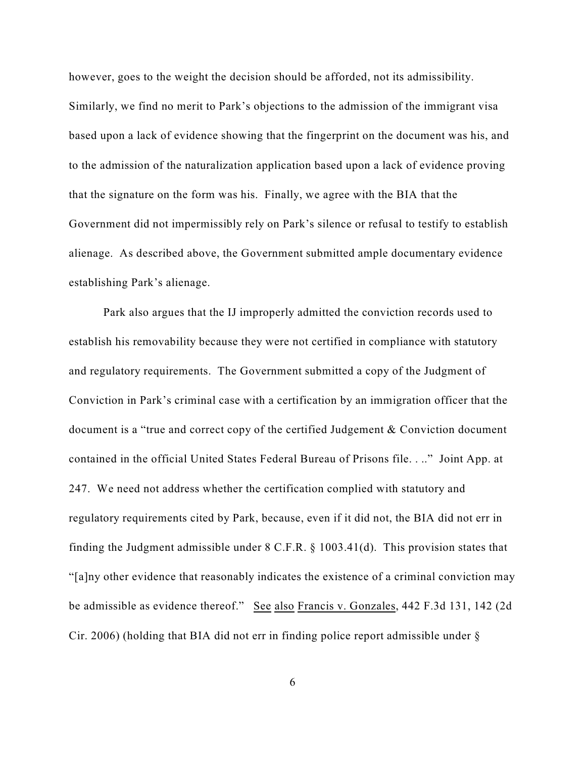however, goes to the weight the decision should be afforded, not its admissibility. Similarly, we find no merit to Park's objections to the admission of the immigrant visa based upon a lack of evidence showing that the fingerprint on the document was his, and to the admission of the naturalization application based upon a lack of evidence proving that the signature on the form was his. Finally, we agree with the BIA that the Government did not impermissibly rely on Park's silence or refusal to testify to establish alienage. As described above, the Government submitted ample documentary evidence establishing Park's alienage.

Park also argues that the IJ improperly admitted the conviction records used to establish his removability because they were not certified in compliance with statutory and regulatory requirements. The Government submitted a copy of the Judgment of Conviction in Park's criminal case with a certification by an immigration officer that the document is a "true and correct copy of the certified Judgement & Conviction document contained in the official United States Federal Bureau of Prisons file. . .." Joint App. at 247. We need not address whether the certification complied with statutory and regulatory requirements cited by Park, because, even if it did not, the BIA did not err in finding the Judgment admissible under 8 C.F.R. § 1003.41(d). This provision states that "[a]ny other evidence that reasonably indicates the existence of a criminal conviction may be admissible as evidence thereof." See also Francis v. Gonzales, 442 F.3d 131, 142 (2d Cir. 2006) (holding that BIA did not err in finding police report admissible under §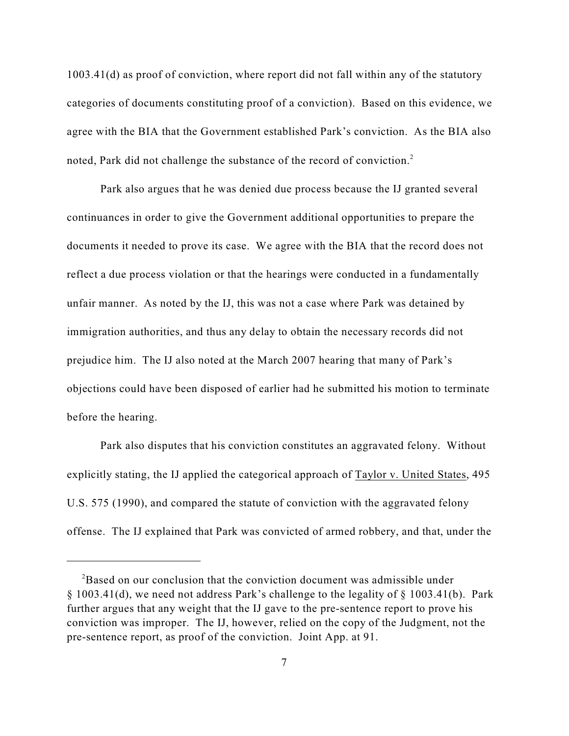1003.41(d) as proof of conviction, where report did not fall within any of the statutory categories of documents constituting proof of a conviction). Based on this evidence, we agree with the BIA that the Government established Park's conviction. As the BIA also noted, Park did not challenge the substance of the record of conviction.[2]

Park also argues that he was denied due process because the IJ granted several continuances in order to give the Government additional opportunities to prepare the documents it needed to prove its case. We agree with the BIA that the record does not reflect a due process violation or that the hearings were conducted in a fundamentally unfair manner. As noted by the IJ, this was not a case where Park was detained by immigration authorities, and thus any delay to obtain the necessary records did not prejudice him. The IJ also noted at the March 2007 hearing that many of Park's objections could have been disposed of earlier had he submitted his motion to terminate before the hearing.

Park also disputes that his conviction constitutes an aggravated felony. Without explicitly stating, the IJ applied the categorical approach of Taylor v. United States, 495 U.S. 575 (1990), and compared the statute of conviction with the aggravated felony offense. The IJ explained that Park was convicted of armed robbery, and that, under the

---

[2] Based on our conclusion that the conviction document was admissible under § 1003.41(d), we need not address Park's challenge to the legality of § 1003.41(b). Park further argues that any weight that the IJ gave to the pre-sentence report to prove his conviction was improper. The IJ, however, relied on the copy of the Judgment, not the pre-sentence report, as proof of the conviction. Joint App. at 91.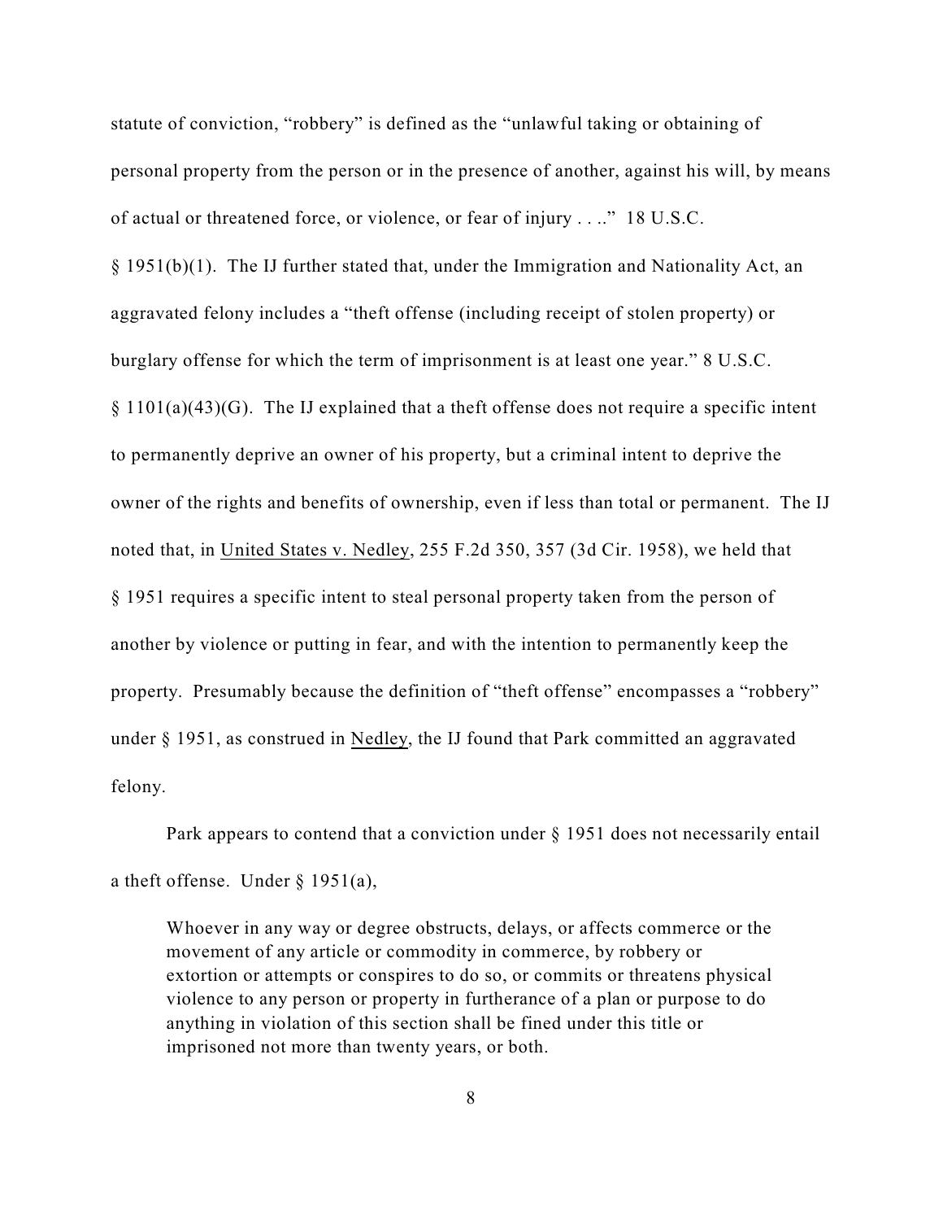statute of conviction, "robbery" is defined as the "unlawful taking or obtaining of personal property from the person or in the presence of another, against his will, by means of actual or threatened force, or violence, or fear of injury . . .." 18 U.S.C. § 1951(b)(1). The IJ further stated that, under the Immigration and Nationality Act, an aggravated felony includes a "theft offense (including receipt of stolen property) or burglary offense for which the term of imprisonment is at least one year." 8 U.S.C. § 1101(a)(43)(G). The IJ explained that a theft offense does not require a specific intent to permanently deprive an owner of his property, but a criminal intent to deprive the owner of the rights and benefits of ownership, even if less than total or permanent. The IJ noted that, in United States v. Nedley, 255 F.2d 350, 357 (3d Cir. 1958), we held that § 1951 requires a specific intent to steal personal property taken from the person of another by violence or putting in fear, and with the intention to permanently keep the property. Presumably because the definition of "theft offense" encompasses a "robbery" under § 1951, as construed in Nedley, the IJ found that Park committed an aggravated felony.

Park appears to contend that a conviction under § 1951 does not necessarily entail a theft offense. Under § 1951(a),

> Whoever in any way or degree obstructs, delays, or affects commerce or the movement of any article or commodity in commerce, by robbery or extortion or attempts or conspires to do so, or commits or threatens physical violence to any person or property in furtherance of a plan or purpose to do anything in violation of this section shall be fined under this title or imprisoned not more than twenty years, or both.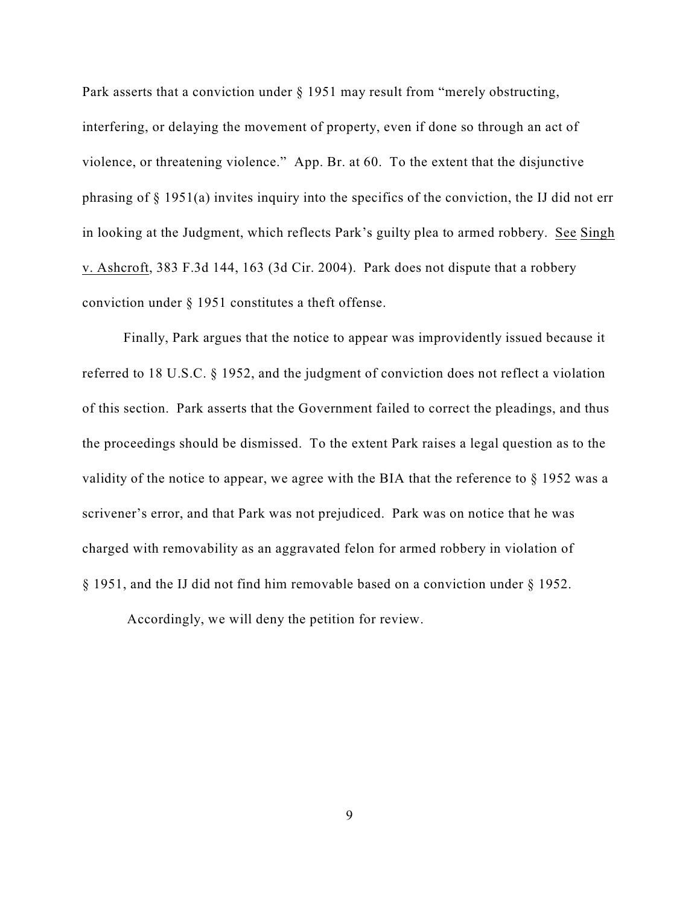Park asserts that a conviction under § 1951 may result from "merely obstructing, interfering, or delaying the movement of property, even if done so through an act of violence, or threatening violence." App. Br. at 60. To the extent that the disjunctive phrasing of § 1951(a) invites inquiry into the specifics of the conviction, the IJ did not err in looking at the Judgment, which reflects Park's guilty plea to armed robbery. See Singh v. Ashcroft, 383 F.3d 144, 163 (3d Cir. 2004). Park does not dispute that a robbery conviction under § 1951 constitutes a theft offense.

Finally, Park argues that the notice to appear was improvidently issued because it referred to 18 U.S.C. § 1952, and the judgment of conviction does not reflect a violation of this section. Park asserts that the Government failed to correct the pleadings, and thus the proceedings should be dismissed. To the extent Park raises a legal question as to the validity of the notice to appear, we agree with the BIA that the reference to § 1952 was a scrivener's error, and that Park was not prejudiced. Park was on notice that he was charged with removability as an aggravated felon for armed robbery in violation of § 1951, and the IJ did not find him removable based on a conviction under § 1952.

Accordingly, we will deny the petition for review.